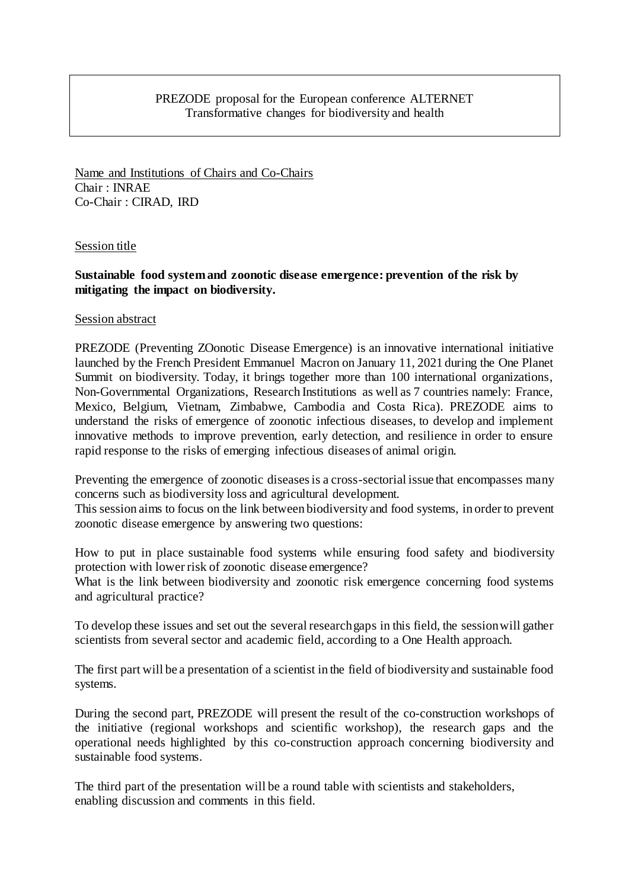PREZODE proposal for the European conference ALTERNET
Transformative changes for biodiversity and health

Name and Institutions of Chairs and Co-Chairs
Chair : INRAE
Co-Chair : CIRAD, IRD

Session title

**Sustainable food system and zoonotic disease emergence: prevention of the risk by mitigating the impact on biodiversity.**

Session abstract

PREZODE (Preventing ZOonotic Disease Emergence) is an innovative international initiative launched by the French President Emmanuel Macron on January 11, 2021 during the One Planet Summit on biodiversity. Today, it brings together more than 100 international organizations, Non-Governmental Organizations, Research Institutions as well as 7 countries namely: France, Mexico, Belgium, Vietnam, Zimbabwe, Cambodia and Costa Rica). PREZODE aims to understand the risks of emergence of zoonotic infectious diseases, to develop and implement innovative methods to improve prevention, early detection, and resilience in order to ensure rapid response to the risks of emerging infectious diseases of animal origin.

Preventing the emergence of zoonotic diseases is a cross-sectorial issue that encompasses many concerns such as biodiversity loss and agricultural development.
This session aims to focus on the link between biodiversity and food systems, in order to prevent zoonotic disease emergence by answering two questions:

How to put in place sustainable food systems while ensuring food safety and biodiversity protection with lower risk of zoonotic disease emergence?
What is the link between biodiversity and zoonotic risk emergence concerning food systems and agricultural practice?

To develop these issues and set out the several research gaps in this field, the session will gather scientists from several sector and academic field, according to a One Health approach.

The first part will be a presentation of a scientist in the field of biodiversity and sustainable food systems.

During the second part, PREZODE will present the result of the co-construction workshops of the initiative (regional workshops and scientific workshop), the research gaps and the operational needs highlighted by this co-construction approach concerning biodiversity and sustainable food systems.

The third part of the presentation will be a round table with scientists and stakeholders, enabling discussion and comments in this field.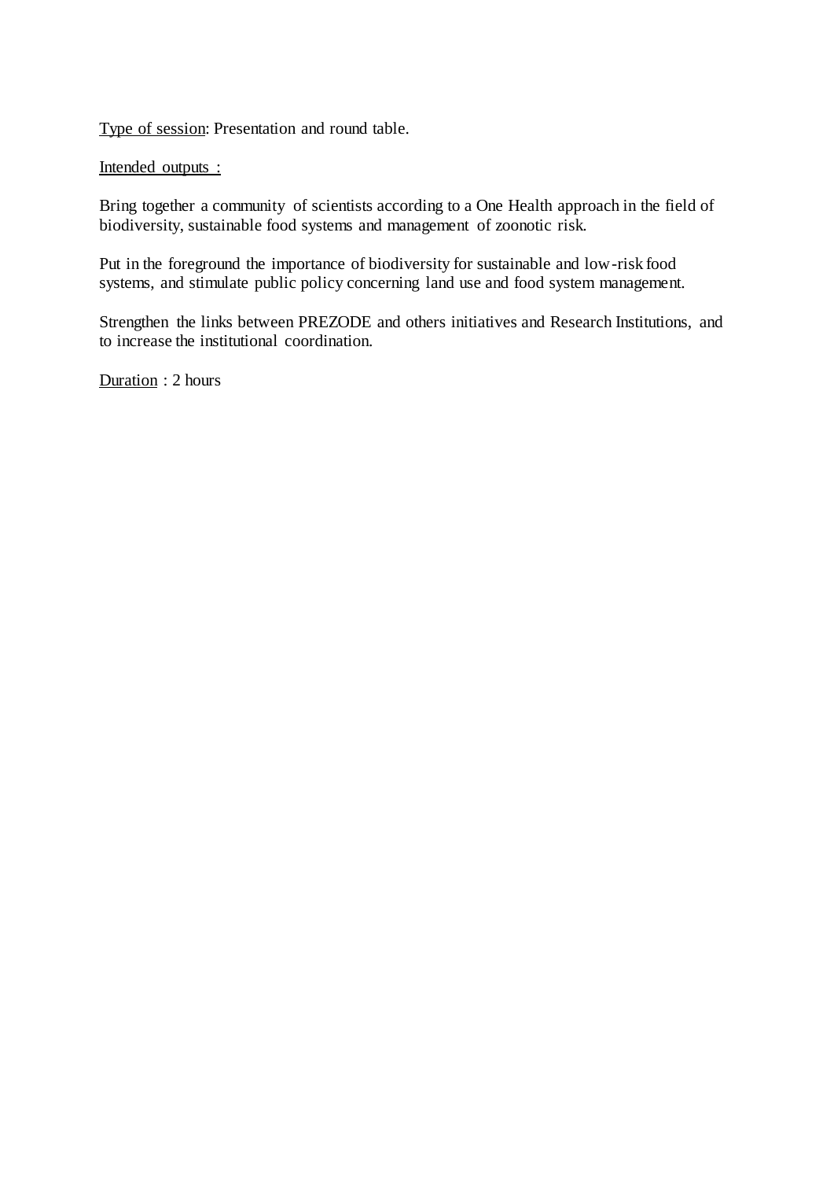Type of session: Presentation and round table.

Intended outputs :

Bring together a community of scientists according to a One Health approach in the field of biodiversity, sustainable food systems and management of zoonotic risk.

Put in the foreground the importance of biodiversity for sustainable and low-risk food systems, and stimulate public policy concerning land use and food system management.

Strengthen the links between PREZODE and others initiatives and Research Institutions, and to increase the institutional coordination.

Duration : 2 hours